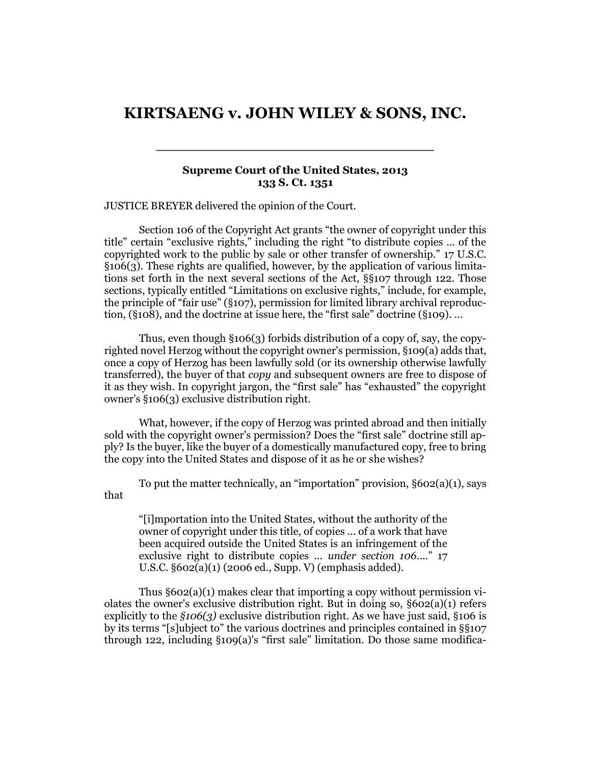# KIRTSAENG v. JOHN WILEY & SONS, INC.

---

**Supreme Court of the United States, 2013**
**133 S. Ct. 1351**

JUSTICE BREYER delivered the opinion of the Court.

Section 106 of the Copyright Act grants "the owner of copyright under this title" certain "exclusive rights," including the right "to distribute copies ... of the copyrighted work to the public by sale or other transfer of ownership." 17 U.S.C. §106(3). These rights are qualified, however, by the application of various limitations set forth in the next several sections of the Act, §§107 through 122. Those sections, typically entitled "Limitations on exclusive rights," include, for example, the principle of "fair use" (§107), permission for limited library archival reproduction, (§108), and the doctrine at issue here, the "first sale" doctrine (§109). ...

Thus, even though §106(3) forbids distribution of a copy of, say, the copyrighted novel Herzog without the copyright owner's permission, §109(a) adds that, once a copy of Herzog has been lawfully sold (or its ownership otherwise lawfully transferred), the buyer of that *copy* and subsequent owners are free to dispose of it as they wish. In copyright jargon, the "first sale" has "exhausted" the copyright owner's §106(3) exclusive distribution right.

What, however, if the copy of Herzog was printed abroad and then initially sold with the copyright owner's permission? Does the "first sale" doctrine still apply? Is the buyer, like the buyer of a domestically manufactured copy, free to bring the copy into the United States and dispose of it as he or she wishes?

To put the matter technically, an "importation" provision, §602(a)(1), says that

> "[i]mportation into the United States, without the authority of the owner of copyright under this title, of copies ... of a work that have been acquired outside the United States is an infringement of the exclusive right to distribute copies ... *under section 106*...." 17 U.S.C. §602(a)(1) (2006 ed., Supp. V) (emphasis added).

Thus §602(a)(1) makes clear that importing a copy without permission violates the owner's exclusive distribution right. But in doing so, §602(a)(1) refers explicitly to the *§106(3)* exclusive distribution right. As we have just said, §106 is by its terms "[s]ubject to" the various doctrines and principles contained in §§107 through 122, including §109(a)'s "first sale" limitation. Do those same modifica-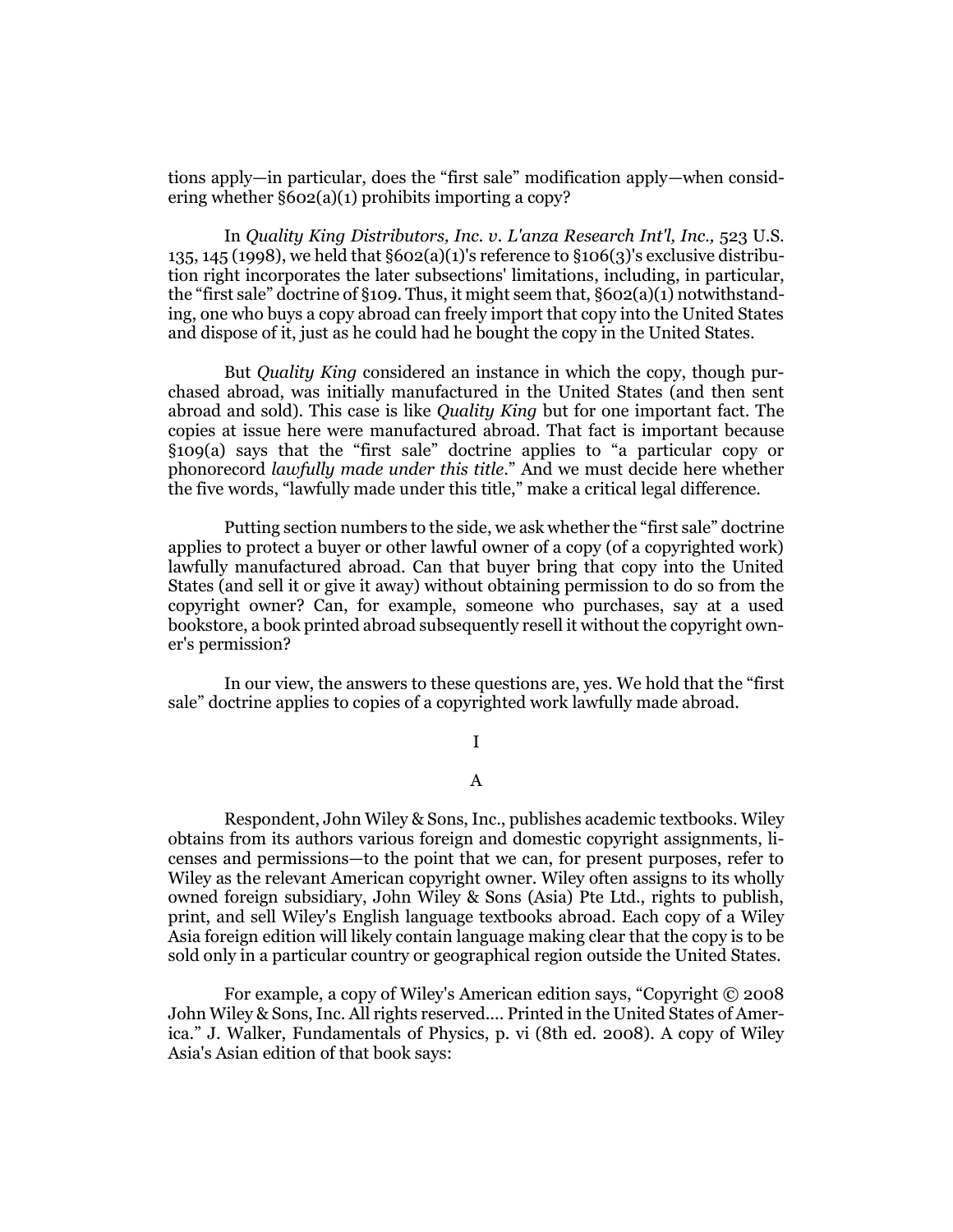tions apply—in particular, does the "first sale" modification apply—when considering whether §602(a)(1) prohibits importing a copy?

In *Quality King Distributors, Inc. v. L'anza Research Int'l, Inc.,* 523 U.S. 135, 145 (1998), we held that §602(a)(1)'s reference to §106(3)'s exclusive distribution right incorporates the later subsections' limitations, including, in particular, the "first sale" doctrine of §109. Thus, it might seem that, §602(a)(1) notwithstanding, one who buys a copy abroad can freely import that copy into the United States and dispose of it, just as he could had he bought the copy in the United States.

But *Quality King* considered an instance in which the copy, though purchased abroad, was initially manufactured in the United States (and then sent abroad and sold). This case is like *Quality King* but for one important fact. The copies at issue here were manufactured abroad. That fact is important because §109(a) says that the "first sale" doctrine applies to "a particular copy or phonorecord *lawfully made under this title*." And we must decide here whether the five words, "lawfully made under this title," make a critical legal difference.

Putting section numbers to the side, we ask whether the "first sale" doctrine applies to protect a buyer or other lawful owner of a copy (of a copyrighted work) lawfully manufactured abroad. Can that buyer bring that copy into the United States (and sell it or give it away) without obtaining permission to do so from the copyright owner? Can, for example, someone who purchases, say at a used bookstore, a book printed abroad subsequently resell it without the copyright owner's permission?

In our view, the answers to these questions are, yes. We hold that the "first sale" doctrine applies to copies of a copyrighted work lawfully made abroad.

## I

### A

Respondent, John Wiley & Sons, Inc., publishes academic textbooks. Wiley obtains from its authors various foreign and domestic copyright assignments, licenses and permissions—to the point that we can, for present purposes, refer to Wiley as the relevant American copyright owner. Wiley often assigns to its wholly owned foreign subsidiary, John Wiley & Sons (Asia) Pte Ltd., rights to publish, print, and sell Wiley's English language textbooks abroad. Each copy of a Wiley Asia foreign edition will likely contain language making clear that the copy is to be sold only in a particular country or geographical region outside the United States.

For example, a copy of Wiley's American edition says, "Copyright © 2008 John Wiley & Sons, Inc. All rights reserved.... Printed in the United States of America." J. Walker, Fundamentals of Physics, p. vi (8th ed. 2008). A copy of Wiley Asia's Asian edition of that book says: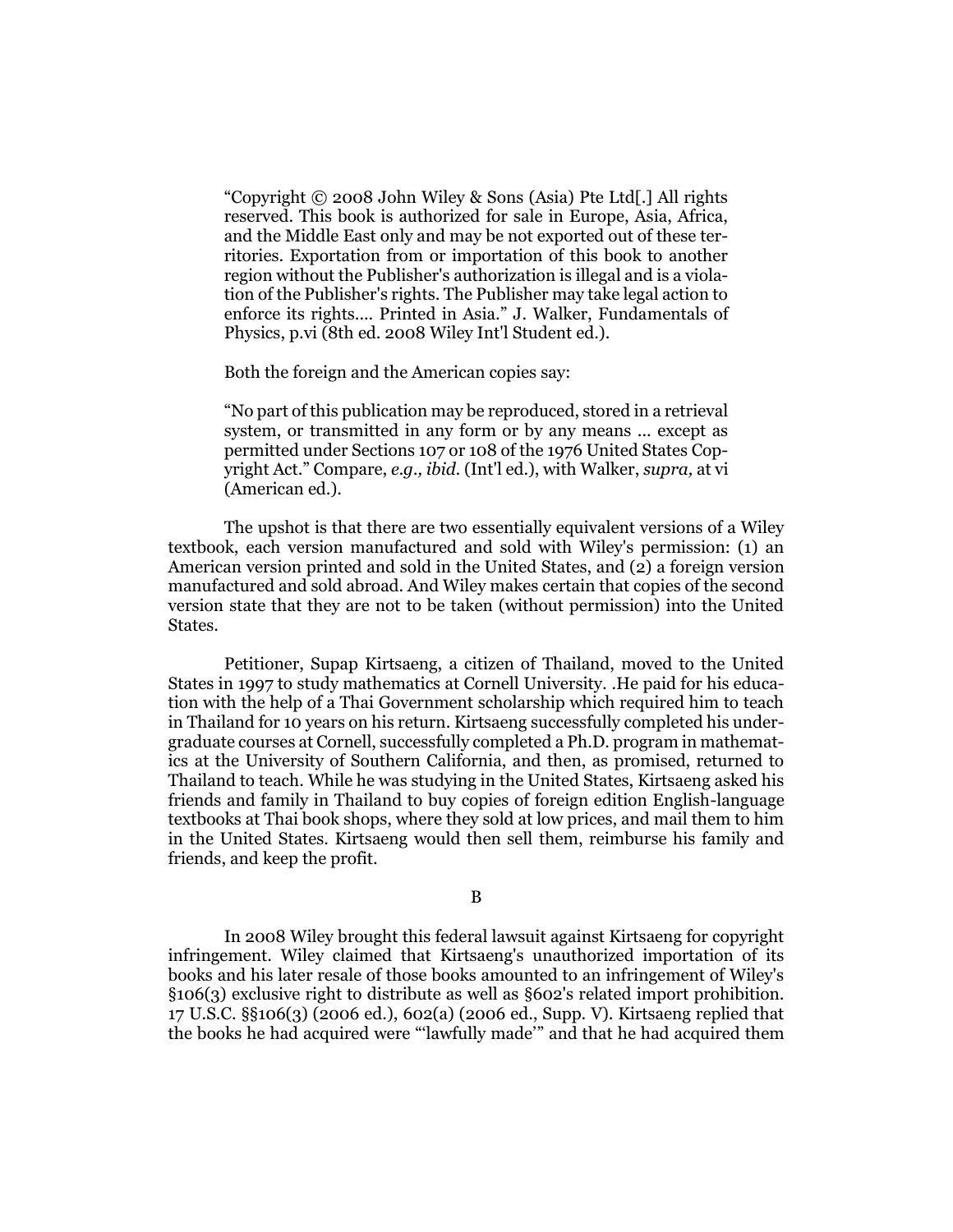> "Copyright © 2008 John Wiley & Sons (Asia) Pte Ltd[.] All rights reserved. This book is authorized for sale in Europe, Asia, Africa, and the Middle East only and may be not exported out of these territories. Exportation from or importation of this book to another region without the Publisher's authorization is illegal and is a violation of the Publisher's rights. The Publisher may take legal action to enforce its rights.... Printed in Asia." J. Walker, Fundamentals of Physics, p.vi (8th ed. 2008 Wiley Int'l Student ed.).

Both the foreign and the American copies say:

> "No part of this publication may be reproduced, stored in a retrieval system, or transmitted in any form or by any means ... except as permitted under Sections 107 or 108 of the 1976 United States Copyright Act." Compare, *e.g., ibid.* (Int'l ed.), with Walker, *supra,* at vi (American ed.).

The upshot is that there are two essentially equivalent versions of a Wiley textbook, each version manufactured and sold with Wiley's permission: (1) an American version printed and sold in the United States, and (2) a foreign version manufactured and sold abroad. And Wiley makes certain that copies of the second version state that they are not to be taken (without permission) into the United States.

Petitioner, Supap Kirtsaeng, a citizen of Thailand, moved to the United States in 1997 to study mathematics at Cornell University. .He paid for his education with the help of a Thai Government scholarship which required him to teach in Thailand for 10 years on his return. Kirtsaeng successfully completed his undergraduate courses at Cornell, successfully completed a Ph.D. program in mathematics at the University of Southern California, and then, as promised, returned to Thailand to teach. While he was studying in the United States, Kirtsaeng asked his friends and family in Thailand to buy copies of foreign edition English-language textbooks at Thai book shops, where they sold at low prices, and mail them to him in the United States. Kirtsaeng would then sell them, reimburse his family and friends, and keep the profit.

B

In 2008 Wiley brought this federal lawsuit against Kirtsaeng for copyright infringement. Wiley claimed that Kirtsaeng's unauthorized importation of its books and his later resale of those books amounted to an infringement of Wiley's §106(3) exclusive right to distribute as well as §602's related import prohibition. 17 U.S.C. §§106(3) (2006 ed.), 602(a) (2006 ed., Supp. V). Kirtsaeng replied that the books he had acquired were "'lawfully made'" and that he had acquired them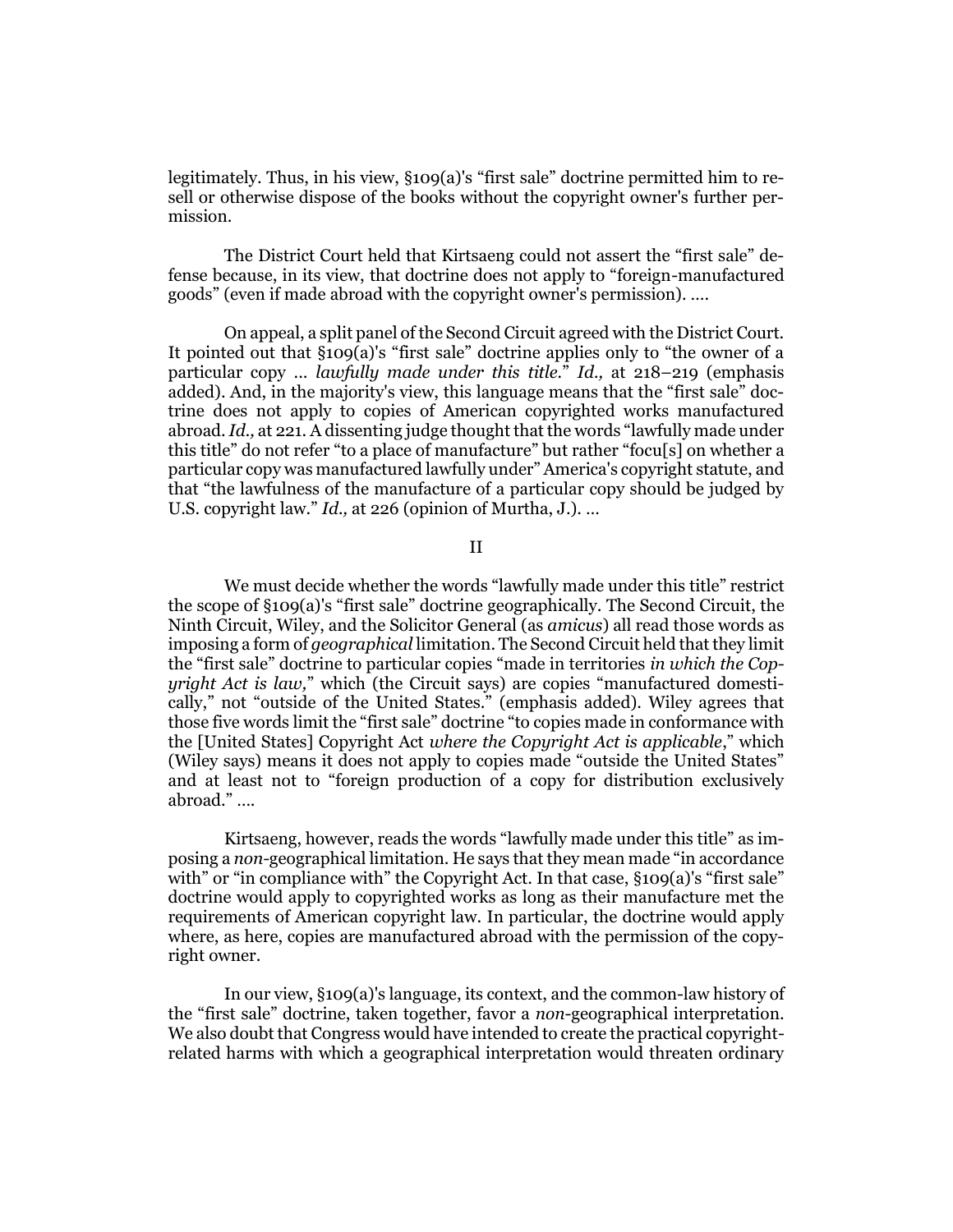legitimately. Thus, in his view, §109(a)'s "first sale" doctrine permitted him to resell or otherwise dispose of the books without the copyright owner's further permission.

The District Court held that Kirtsaeng could not assert the "first sale" defense because, in its view, that doctrine does not apply to "foreign-manufactured goods" (even if made abroad with the copyright owner's permission). ....

On appeal, a split panel of the Second Circuit agreed with the District Court. It pointed out that §109(a)'s "first sale" doctrine applies only to "the owner of a particular copy ... *lawfully made under this title.*" *Id.,* at 218–219 (emphasis added). And, in the majority's view, this language means that the "first sale" doctrine does not apply to copies of American copyrighted works manufactured abroad. *Id.,* at 221. A dissenting judge thought that the words "lawfully made under this title" do not refer "to a place of manufacture" but rather "focu[s] on whether a particular copy was manufactured lawfully under" America's copyright statute, and that "the lawfulness of the manufacture of a particular copy should be judged by U.S. copyright law." *Id.,* at 226 (opinion of Murtha, J.). ...

II

We must decide whether the words "lawfully made under this title" restrict the scope of §109(a)'s "first sale" doctrine geographically. The Second Circuit, the Ninth Circuit, Wiley, and the Solicitor General (as *amicus*) all read those words as imposing a form of *geographical* limitation. The Second Circuit held that they limit the "first sale" doctrine to particular copies "made in territories *in which the Copyright Act is law,*" which (the Circuit says) are copies "manufactured domestically," not "outside of the United States." (emphasis added). Wiley agrees that those five words limit the "first sale" doctrine "to copies made in conformance with the [United States] Copyright Act *where the Copyright Act is applicable*," which (Wiley says) means it does not apply to copies made "outside the United States" and at least not to "foreign production of a copy for distribution exclusively abroad." ....

Kirtsaeng, however, reads the words "lawfully made under this title" as imposing a *non*-geographical limitation. He says that they mean made "in accordance with" or "in compliance with" the Copyright Act. In that case, §109(a)'s "first sale" doctrine would apply to copyrighted works as long as their manufacture met the requirements of American copyright law. In particular, the doctrine would apply where, as here, copies are manufactured abroad with the permission of the copyright owner.

In our view, §109(a)'s language, its context, and the common-law history of the "first sale" doctrine, taken together, favor a *non*-geographical interpretation. We also doubt that Congress would have intended to create the practical copyright-related harms with which a geographical interpretation would threaten ordinary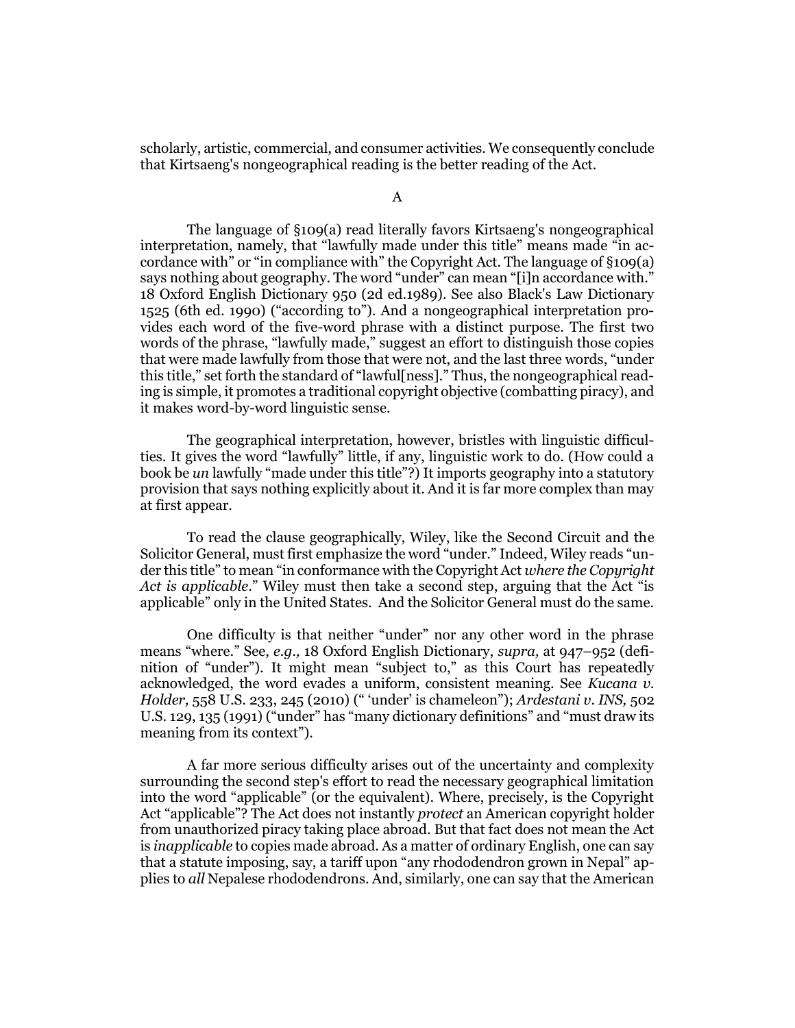scholarly, artistic, commercial, and consumer activities. We consequently conclude that Kirtsaeng's nongeographical reading is the better reading of the Act.

### A

The language of §109(a) read literally favors Kirtsaeng's nongeographical interpretation, namely, that "lawfully made under this title" means made "in accordance with" or "in compliance with" the Copyright Act. The language of §109(a) says nothing about geography. The word "under" can mean "[i]n accordance with." 18 Oxford English Dictionary 950 (2d ed.1989). See also Black's Law Dictionary 1525 (6th ed. 1990) ("according to"). And a nongeographical interpretation provides each word of the five-word phrase with a distinct purpose. The first two words of the phrase, "lawfully made," suggest an effort to distinguish those copies that were made lawfully from those that were not, and the last three words, "under this title," set forth the standard of "lawful[ness]." Thus, the nongeographical reading is simple, it promotes a traditional copyright objective (combatting piracy), and it makes word-by-word linguistic sense.

The geographical interpretation, however, bristles with linguistic difficulties. It gives the word "lawfully" little, if any, linguistic work to do. (How could a book be *un* lawfully "made under this title"?) It imports geography into a statutory provision that says nothing explicitly about it. And it is far more complex than may at first appear.

To read the clause geographically, Wiley, like the Second Circuit and the Solicitor General, must first emphasize the word "under." Indeed, Wiley reads "under this title" to mean "in conformance with the Copyright Act *where the Copyright Act is applicable*." Wiley must then take a second step, arguing that the Act "is applicable" only in the United States. And the Solicitor General must do the same.

One difficulty is that neither "under" nor any other word in the phrase means "where." See, *e.g.,* 18 Oxford English Dictionary, *supra,* at 947–952 (definition of "under"). It might mean "subject to," as this Court has repeatedly acknowledged, the word evades a uniform, consistent meaning. See *Kucana v. Holder,* 558 U.S. 233, 245 (2010) (" 'under' is chameleon"); *Ardestani v. INS,* 502 U.S. 129, 135 (1991) ("under" has "many dictionary definitions" and "must draw its meaning from its context").

A far more serious difficulty arises out of the uncertainty and complexity surrounding the second step's effort to read the necessary geographical limitation into the word "applicable" (or the equivalent). Where, precisely, is the Copyright Act "applicable"? The Act does not instantly *protect* an American copyright holder from unauthorized piracy taking place abroad. But that fact does not mean the Act is *inapplicable* to copies made abroad. As a matter of ordinary English, one can say that a statute imposing, say, a tariff upon "any rhododendron grown in Nepal" applies to *all* Nepalese rhododendrons. And, similarly, one can say that the American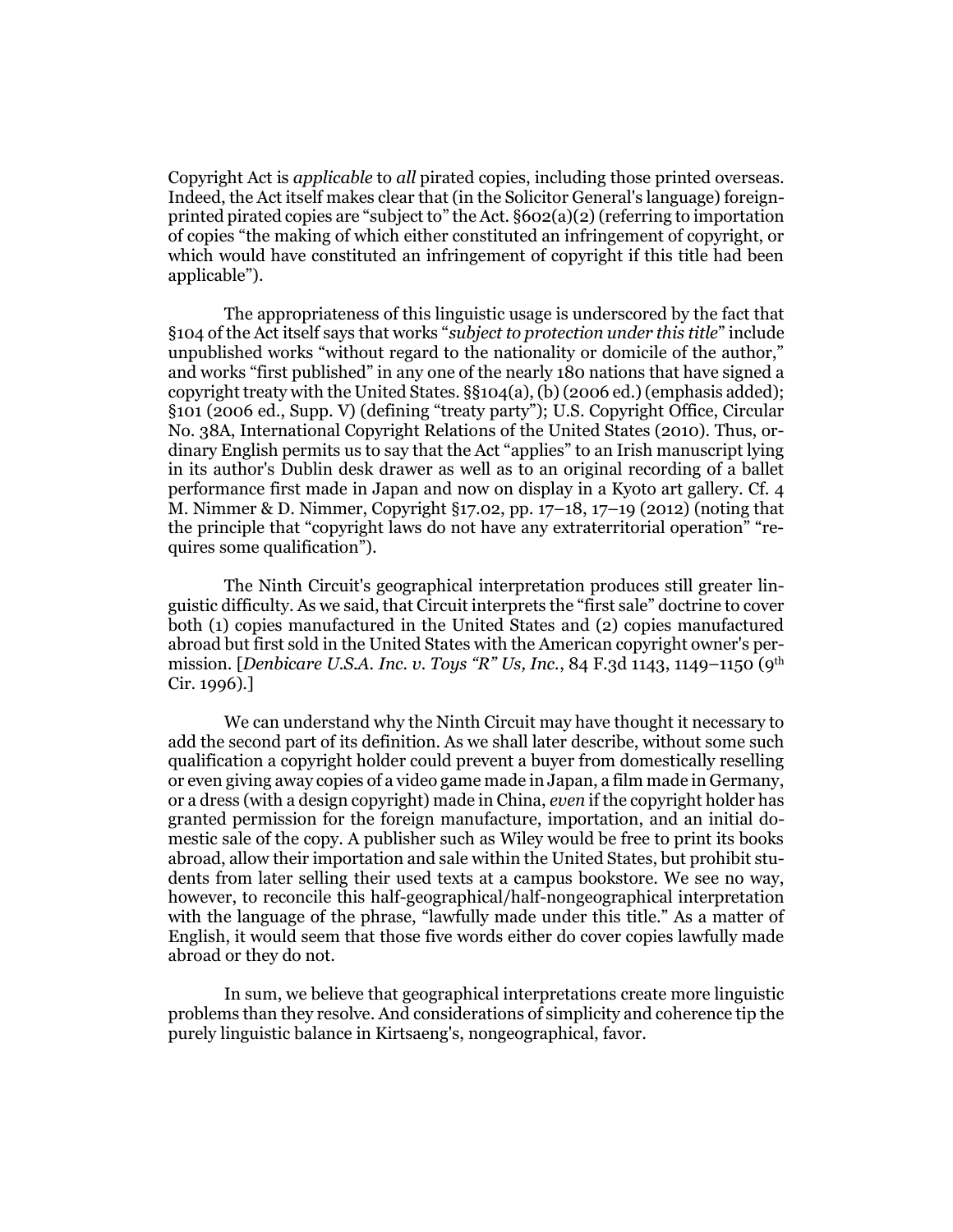Copyright Act is *applicable* to *all* pirated copies, including those printed overseas. Indeed, the Act itself makes clear that (in the Solicitor General's language) foreign-printed pirated copies are "subject to" the Act. §602(a)(2) (referring to importation of copies "the making of which either constituted an infringement of copyright, or which would have constituted an infringement of copyright if this title had been applicable").

The appropriateness of this linguistic usage is underscored by the fact that §104 of the Act itself says that works "*subject to protection under this title*" include unpublished works "without regard to the nationality or domicile of the author," and works "first published" in any one of the nearly 180 nations that have signed a copyright treaty with the United States. §§104(a), (b) (2006 ed.) (emphasis added); §101 (2006 ed., Supp. V) (defining "treaty party"); U.S. Copyright Office, Circular No. 38A, International Copyright Relations of the United States (2010). Thus, ordinary English permits us to say that the Act "applies" to an Irish manuscript lying in its author's Dublin desk drawer as well as to an original recording of a ballet performance first made in Japan and now on display in a Kyoto art gallery. Cf. 4 M. Nimmer & D. Nimmer, Copyright §17.02, pp. 17–18, 17–19 (2012) (noting that the principle that "copyright laws do not have any extraterritorial operation" "requires some qualification").

The Ninth Circuit's geographical interpretation produces still greater linguistic difficulty. As we said, that Circuit interprets the "first sale" doctrine to cover both (1) copies manufactured in the United States and (2) copies manufactured abroad but first sold in the United States with the American copyright owner's permission. [*Denbicare U.S.A. Inc. v. Toys "R" Us, Inc.*, 84 F.3d 1143, 1149–1150 (9th Cir. 1996).]

We can understand why the Ninth Circuit may have thought it necessary to add the second part of its definition. As we shall later describe, without some such qualification a copyright holder could prevent a buyer from domestically reselling or even giving away copies of a video game made in Japan, a film made in Germany, or a dress (with a design copyright) made in China, *even* if the copyright holder has granted permission for the foreign manufacture, importation, and an initial domestic sale of the copy. A publisher such as Wiley would be free to print its books abroad, allow their importation and sale within the United States, but prohibit students from later selling their used texts at a campus bookstore. We see no way, however, to reconcile this half-geographical/half-nongeographical interpretation with the language of the phrase, "lawfully made under this title." As a matter of English, it would seem that those five words either do cover copies lawfully made abroad or they do not.

In sum, we believe that geographical interpretations create more linguistic problems than they resolve. And considerations of simplicity and coherence tip the purely linguistic balance in Kirtsaeng's, nongeographical, favor.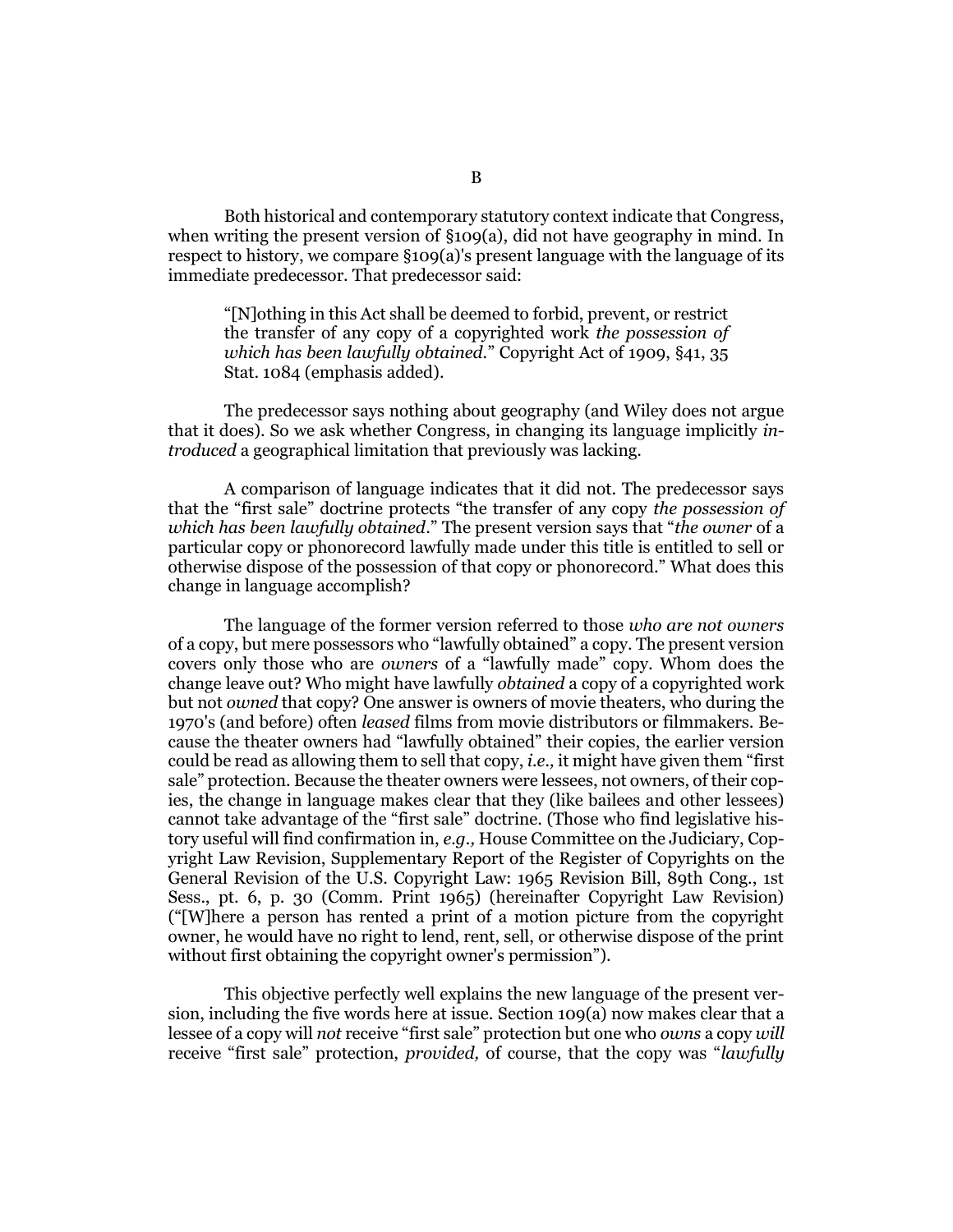B

Both historical and contemporary statutory context indicate that Congress, when writing the present version of §109(a), did not have geography in mind. In respect to history, we compare §109(a)'s present language with the language of its immediate predecessor. That predecessor said:

> "[N]othing in this Act shall be deemed to forbid, prevent, or restrict the transfer of any copy of a copyrighted work *the possession of which has been lawfully obtained*." Copyright Act of 1909, §41, 35 Stat. 1084 (emphasis added).

The predecessor says nothing about geography (and Wiley does not argue that it does). So we ask whether Congress, in changing its language implicitly *introduced* a geographical limitation that previously was lacking.

A comparison of language indicates that it did not. The predecessor says that the "first sale" doctrine protects "the transfer of any copy *the possession of which has been lawfully obtained*." The present version says that "*the owner* of a particular copy or phonorecord lawfully made under this title is entitled to sell or otherwise dispose of the possession of that copy or phonorecord." What does this change in language accomplish?

The language of the former version referred to those *who are not owners* of a copy, but mere possessors who "lawfully obtained" a copy. The present version covers only those who are *owners* of a "lawfully made" copy. Whom does the change leave out? Who might have lawfully *obtained* a copy of a copyrighted work but not *owned* that copy? One answer is owners of movie theaters, who during the 1970's (and before) often *leased* films from movie distributors or filmmakers. Because the theater owners had "lawfully obtained" their copies, the earlier version could be read as allowing them to sell that copy, *i.e.,* it might have given them "first sale" protection. Because the theater owners were lessees, not owners, of their copies, the change in language makes clear that they (like bailees and other lessees) cannot take advantage of the "first sale" doctrine. (Those who find legislative history useful will find confirmation in, *e.g.,* House Committee on the Judiciary, Copyright Law Revision, Supplementary Report of the Register of Copyrights on the General Revision of the U.S. Copyright Law: 1965 Revision Bill, 89th Cong., 1st Sess., pt. 6, p. 30 (Comm. Print 1965) (hereinafter Copyright Law Revision) ("[W]here a person has rented a print of a motion picture from the copyright owner, he would have no right to lend, rent, sell, or otherwise dispose of the print without first obtaining the copyright owner's permission").

This objective perfectly well explains the new language of the present version, including the five words here at issue. Section 109(a) now makes clear that a lessee of a copy will *not* receive "first sale" protection but one who *owns* a copy *will* receive "first sale" protection, *provided,* of course, that the copy was "*lawfully*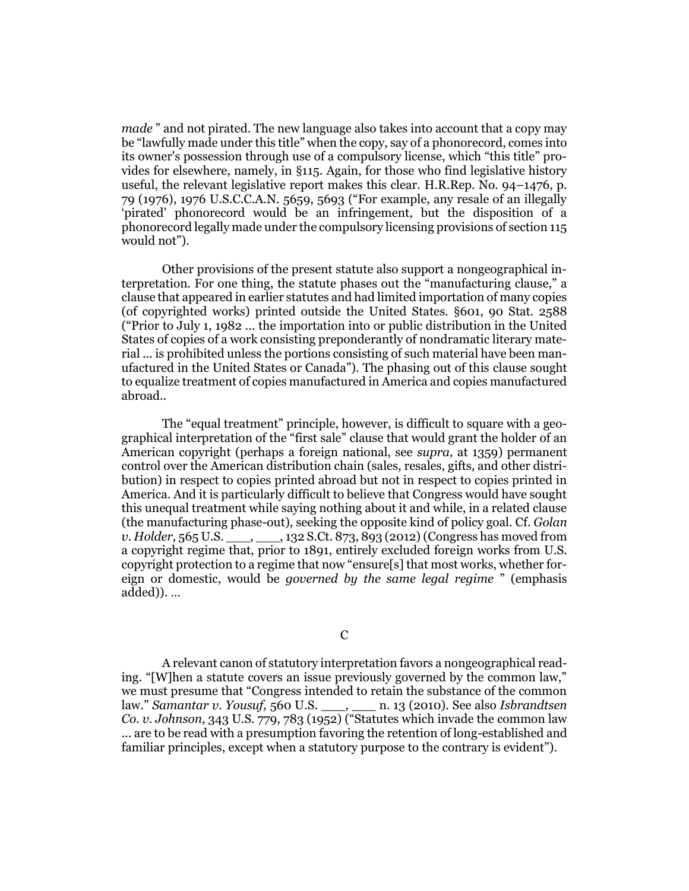*made* " and not pirated. The new language also takes into account that a copy may be "lawfully made under this title" when the copy, say of a phonorecord, comes into its owner's possession through use of a compulsory license, which "this title" provides for elsewhere, namely, in §115. Again, for those who find legislative history useful, the relevant legislative report makes this clear. H.R.Rep. No. 94–1476, p. 79 (1976), 1976 U.S.C.C.A.N. 5659, 5693 ("For example, any resale of an illegally 'pirated' phonorecord would be an infringement, but the disposition of a phonorecord legally made under the compulsory licensing provisions of section 115 would not").

Other provisions of the present statute also support a nongeographical interpretation. For one thing, the statute phases out the "manufacturing clause," a clause that appeared in earlier statutes and had limited importation of many copies (of copyrighted works) printed outside the United States. §601, 90 Stat. 2588 ("Prior to July 1, 1982 ... the importation into or public distribution in the United States of copies of a work consisting preponderantly of nondramatic literary material ... is prohibited unless the portions consisting of such material have been manufactured in the United States or Canada"). The phasing out of this clause sought to equalize treatment of copies manufactured in America and copies manufactured abroad..

The "equal treatment" principle, however, is difficult to square with a geographical interpretation of the "first sale" clause that would grant the holder of an American copyright (perhaps a foreign national, see *supra,* at 1359) permanent control over the American distribution chain (sales, resales, gifts, and other distribution) in respect to copies printed abroad but not in respect to copies printed in America. And it is particularly difficult to believe that Congress would have sought this unequal treatment while saying nothing about it and while, in a related clause (the manufacturing phase-out), seeking the opposite kind of policy goal. Cf. *Golan v. Holder,* 565 U.S. ___, ___, 132 S.Ct. 873, 893 (2012) (Congress has moved from a copyright regime that, prior to 1891, entirely excluded foreign works from U.S. copyright protection to a regime that now "ensure[s] that most works, whether foreign or domestic, would be *governed by the same legal regime* " (emphasis added)). ...

C

A relevant canon of statutory interpretation favors a nongeographical reading. "[W]hen a statute covers an issue previously governed by the common law," we must presume that "Congress intended to retain the substance of the common law." *Samantar v. Yousuf,* 560 U.S. ___, ___ n. 13 (2010). See also *Isbrandtsen Co. v. Johnson,* 343 U.S. 779, 783 (1952) ("Statutes which invade the common law ... are to be read with a presumption favoring the retention of long-established and familiar principles, except when a statutory purpose to the contrary is evident").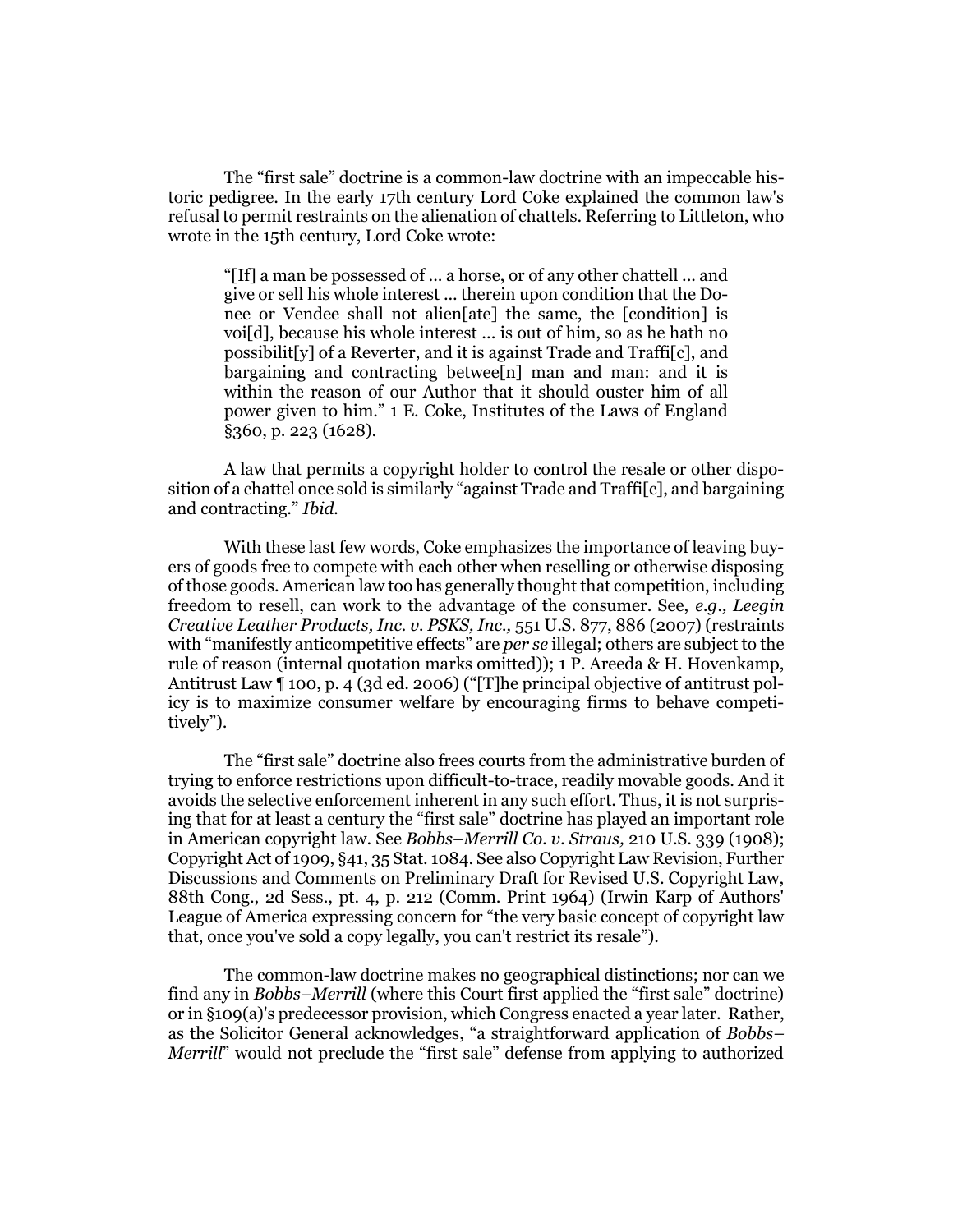The "first sale" doctrine is a common-law doctrine with an impeccable historic pedigree. In the early 17th century Lord Coke explained the common law's refusal to permit restraints on the alienation of chattels. Referring to Littleton, who wrote in the 15th century, Lord Coke wrote:

> "[If] a man be possessed of ... a horse, or of any other chattell ... and give or sell his whole interest ... therein upon condition that the Donee or Vendee shall not alien[ate] the same, the [condition] is voi[d], because his whole interest ... is out of him, so as he hath no possibilit[y] of a Reverter, and it is against Trade and Traffi[c], and bargaining and contracting betwee[n] man and man: and it is within the reason of our Author that it should ouster him of all power given to him." 1 E. Coke, Institutes of the Laws of England §360, p. 223 (1628).

A law that permits a copyright holder to control the resale or other disposition of a chattel once sold is similarly "against Trade and Traffi[c], and bargaining and contracting." *Ibid.*

With these last few words, Coke emphasizes the importance of leaving buyers of goods free to compete with each other when reselling or otherwise disposing of those goods. American law too has generally thought that competition, including freedom to resell, can work to the advantage of the consumer. See, *e.g., Leegin Creative Leather Products, Inc. v. PSKS, Inc.,* 551 U.S. 877, 886 (2007) (restraints with "manifestly anticompetitive effects" are *per se* illegal; others are subject to the rule of reason (internal quotation marks omitted)); 1 P. Areeda & H. Hovenkamp, Antitrust Law ¶ 100, p. 4 (3d ed. 2006) ("[T]he principal objective of antitrust policy is to maximize consumer welfare by encouraging firms to behave competitively").

The "first sale" doctrine also frees courts from the administrative burden of trying to enforce restrictions upon difficult-to-trace, readily movable goods. And it avoids the selective enforcement inherent in any such effort. Thus, it is not surprising that for at least a century the "first sale" doctrine has played an important role in American copyright law. See *Bobbs–Merrill Co. v. Straus,* 210 U.S. 339 (1908); Copyright Act of 1909, §41, 35 Stat. 1084. See also Copyright Law Revision, Further Discussions and Comments on Preliminary Draft for Revised U.S. Copyright Law, 88th Cong., 2d Sess., pt. 4, p. 212 (Comm. Print 1964) (Irwin Karp of Authors' League of America expressing concern for "the very basic concept of copyright law that, once you've sold a copy legally, you can't restrict its resale").

The common-law doctrine makes no geographical distinctions; nor can we find any in *Bobbs–Merrill* (where this Court first applied the "first sale" doctrine) or in §109(a)'s predecessor provision, which Congress enacted a year later. Rather, as the Solicitor General acknowledges, "a straightforward application of *Bobbs–Merrill*" would not preclude the "first sale" defense from applying to authorized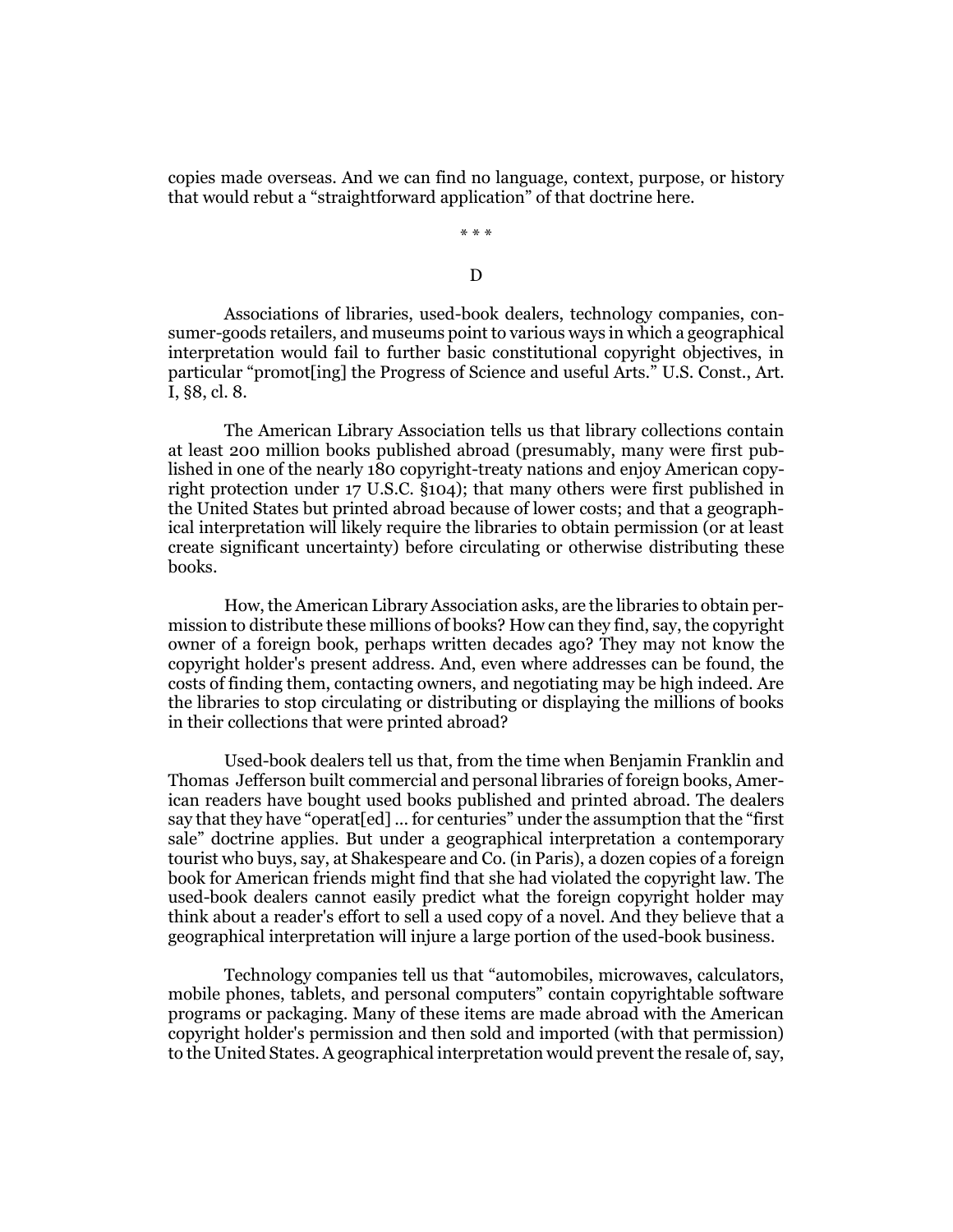copies made overseas. And we can find no language, context, purpose, or history that would rebut a "straightforward application" of that doctrine here.

\* \* \*

### D

Associations of libraries, used-book dealers, technology companies, consumer-goods retailers, and museums point to various ways in which a geographical interpretation would fail to further basic constitutional copyright objectives, in particular "promot[ing] the Progress of Science and useful Arts." U.S. Const., Art. I, §8, cl. 8.

The American Library Association tells us that library collections contain at least 200 million books published abroad (presumably, many were first published in one of the nearly 180 copyright-treaty nations and enjoy American copyright protection under 17 U.S.C. §104); that many others were first published in the United States but printed abroad because of lower costs; and that a geographical interpretation will likely require the libraries to obtain permission (or at least create significant uncertainty) before circulating or otherwise distributing these books.

How, the American Library Association asks, are the libraries to obtain permission to distribute these millions of books? How can they find, say, the copyright owner of a foreign book, perhaps written decades ago? They may not know the copyright holder's present address. And, even where addresses can be found, the costs of finding them, contacting owners, and negotiating may be high indeed. Are the libraries to stop circulating or distributing or displaying the millions of books in their collections that were printed abroad?

Used-book dealers tell us that, from the time when Benjamin Franklin and Thomas Jefferson built commercial and personal libraries of foreign books, American readers have bought used books published and printed abroad. The dealers say that they have "operat[ed] ... for centuries" under the assumption that the "first sale" doctrine applies. But under a geographical interpretation a contemporary tourist who buys, say, at Shakespeare and Co. (in Paris), a dozen copies of a foreign book for American friends might find that she had violated the copyright law. The used-book dealers cannot easily predict what the foreign copyright holder may think about a reader's effort to sell a used copy of a novel. And they believe that a geographical interpretation will injure a large portion of the used-book business.

Technology companies tell us that "automobiles, microwaves, calculators, mobile phones, tablets, and personal computers" contain copyrightable software programs or packaging. Many of these items are made abroad with the American copyright holder's permission and then sold and imported (with that permission) to the United States. A geographical interpretation would prevent the resale of, say,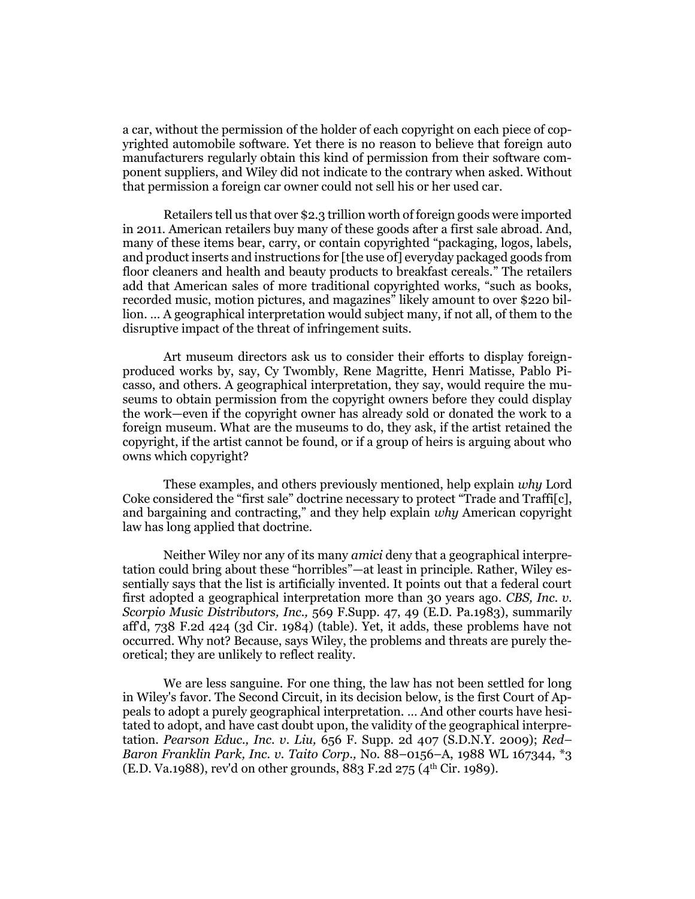a car, without the permission of the holder of each copyright on each piece of copyrighted automobile software. Yet there is no reason to believe that foreign auto manufacturers regularly obtain this kind of permission from their software component suppliers, and Wiley did not indicate to the contrary when asked. Without that permission a foreign car owner could not sell his or her used car.

Retailers tell us that over $2.3 trillion worth of foreign goods were imported in 2011. American retailers buy many of these goods after a first sale abroad. And, many of these items bear, carry, or contain copyrighted "packaging, logos, labels, and product inserts and instructions for [the use of] everyday packaged goods from floor cleaners and health and beauty products to breakfast cereals." The retailers add that American sales of more traditional copyrighted works, "such as books, recorded music, motion pictures, and magazines" likely amount to over $220 billion. … A geographical interpretation would subject many, if not all, of them to the disruptive impact of the threat of infringement suits.

Art museum directors ask us to consider their efforts to display foreign-produced works by, say, Cy Twombly, Rene Magritte, Henri Matisse, Pablo Picasso, and others. A geographical interpretation, they say, would require the museums to obtain permission from the copyright owners before they could display the work—even if the copyright owner has already sold or donated the work to a foreign museum. What are the museums to do, they ask, if the artist retained the copyright, if the artist cannot be found, or if a group of heirs is arguing about who owns which copyright?

These examples, and others previously mentioned, help explain *why* Lord Coke considered the "first sale" doctrine necessary to protect "Trade and Traffi[c], and bargaining and contracting," and they help explain *why* American copyright law has long applied that doctrine.

Neither Wiley nor any of its many *amici* deny that a geographical interpretation could bring about these "horribles"—at least in principle. Rather, Wiley essentially says that the list is artificially invented. It points out that a federal court first adopted a geographical interpretation more than 30 years ago. *CBS, Inc. v. Scorpio Music Distributors, Inc.,* 569 F.Supp. 47, 49 (E.D. Pa.1983), summarily aff'd, 738 F.2d 424 (3d Cir. 1984) (table). Yet, it adds, these problems have not occurred. Why not? Because, says Wiley, the problems and threats are purely theoretical; they are unlikely to reflect reality.

We are less sanguine. For one thing, the law has not been settled for long in Wiley's favor. The Second Circuit, in its decision below, is the first Court of Appeals to adopt a purely geographical interpretation. … And other courts have hesitated to adopt, and have cast doubt upon, the validity of the geographical interpretation. *Pearson Educ., Inc. v. Liu,* 656 F. Supp. 2d 407 (S.D.N.Y. 2009); *Red–Baron Franklin Park, Inc. v. Taito Corp.,* No. 88–0156–A, 1988 WL 167344, *3 (E.D. Va.1988), rev'd on other grounds, 883 F.2d 275 (4th Cir. 1989).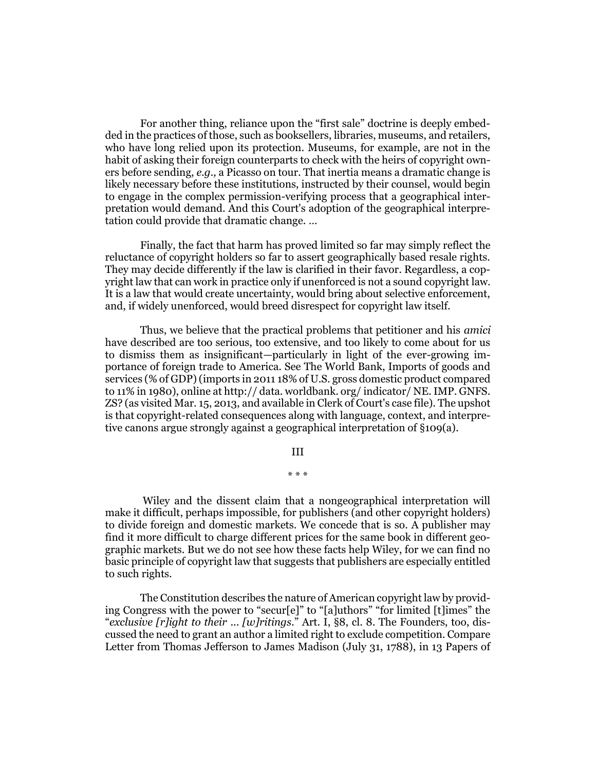For another thing, reliance upon the "first sale" doctrine is deeply embedded in the practices of those, such as booksellers, libraries, museums, and retailers, who have long relied upon its protection. Museums, for example, are not in the habit of asking their foreign counterparts to check with the heirs of copyright owners before sending, *e.g.,* a Picasso on tour. That inertia means a dramatic change is likely necessary before these institutions, instructed by their counsel, would begin to engage in the complex permission-verifying process that a geographical interpretation would demand. And this Court's adoption of the geographical interpretation could provide that dramatic change. …

Finally, the fact that harm has proved limited so far may simply reflect the reluctance of copyright holders so far to assert geographically based resale rights. They may decide differently if the law is clarified in their favor. Regardless, a copyright law that can work in practice only if unenforced is not a sound copyright law. It is a law that would create uncertainty, would bring about selective enforcement, and, if widely unenforced, would breed disrespect for copyright law itself.

Thus, we believe that the practical problems that petitioner and his *amici* have described are too serious, too extensive, and too likely to come about for us to dismiss them as insignificant—particularly in light of the ever-growing importance of foreign trade to America. See The World Bank, Imports of goods and services (% of GDP) (imports in 2011 18% of U.S. gross domestic product compared to 11% in 1980), online at http:// data. worldbank. org/ indicator/ NE. IMP. GNFS. ZS? (as visited Mar. 15, 2013, and available in Clerk of Court's case file). The upshot is that copyright-related consequences along with language, context, and interpretive canons argue strongly against a geographical interpretation of §109(a).

III

\* \* \*

Wiley and the dissent claim that a nongeographical interpretation will make it difficult, perhaps impossible, for publishers (and other copyright holders) to divide foreign and domestic markets. We concede that is so. A publisher may find it more difficult to charge different prices for the same book in different geographic markets. But we do not see how these facts help Wiley, for we can find no basic principle of copyright law that suggests that publishers are especially entitled to such rights.

The Constitution describes the nature of American copyright law by providing Congress with the power to "secur[e]" to "[a]uthors" "for limited [t]imes" the "*exclusive [r]ight to their … [w]ritings.*" Art. I, §8, cl. 8. The Founders, too, discussed the need to grant an author a limited right to exclude competition. Compare Letter from Thomas Jefferson to James Madison (July 31, 1788), in 13 Papers of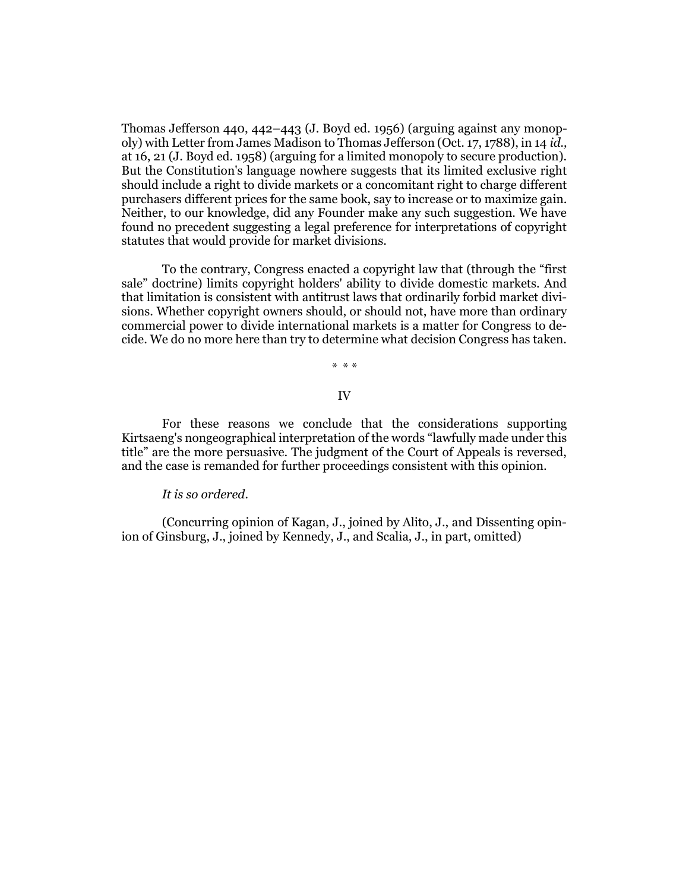Thomas Jefferson 440, 442–443 (J. Boyd ed. 1956) (arguing against any monopoly) with Letter from James Madison to Thomas Jefferson (Oct. 17, 1788), in 14 *id.,* at 16, 21 (J. Boyd ed. 1958) (arguing for a limited monopoly to secure production). But the Constitution's language nowhere suggests that its limited exclusive right should include a right to divide markets or a concomitant right to charge different purchasers different prices for the same book, say to increase or to maximize gain. Neither, to our knowledge, did any Founder make any such suggestion. We have found no precedent suggesting a legal preference for interpretations of copyright statutes that would provide for market divisions.

To the contrary, Congress enacted a copyright law that (through the "first sale" doctrine) limits copyright holders' ability to divide domestic markets. And that limitation is consistent with antitrust laws that ordinarily forbid market divisions. Whether copyright owners should, or should not, have more than ordinary commercial power to divide international markets is a matter for Congress to decide. We do no more here than try to determine what decision Congress has taken.

\* \* \*

## IV

For these reasons we conclude that the considerations supporting Kirtsaeng's nongeographical interpretation of the words "lawfully made under this title" are the more persuasive. The judgment of the Court of Appeals is reversed, and the case is remanded for further proceedings consistent with this opinion.

*It is so ordered.*

(Concurring opinion of Kagan, J., joined by Alito, J., and Dissenting opinion of Ginsburg, J., joined by Kennedy, J., and Scalia, J., in part, omitted)